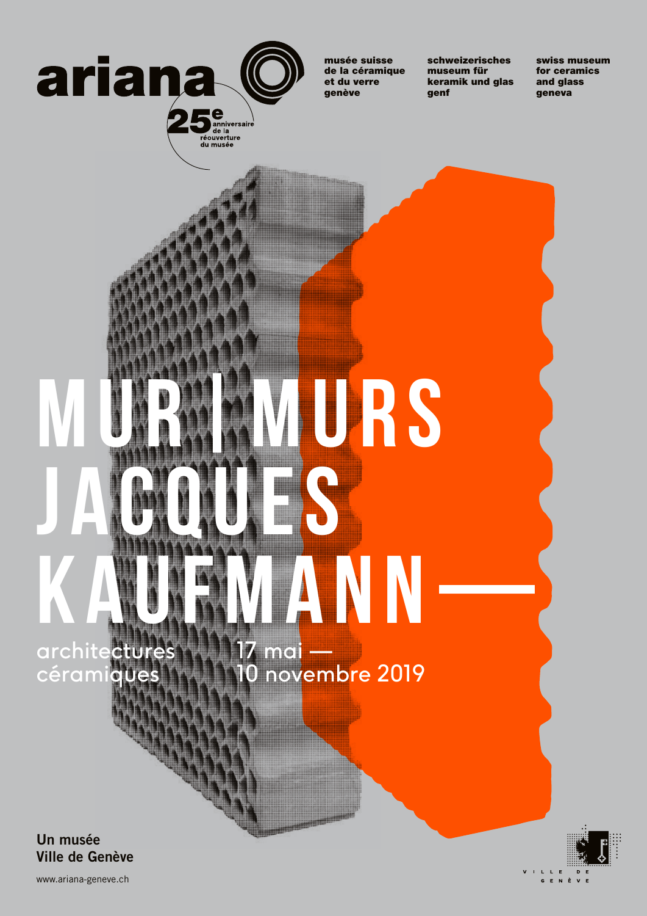ariana

25e anniversaire de la réouverture du musée

musée suisse de la céramique et du verre genève

schweizerisches museum für keramik und glas genf

swiss museum for ceramics and glass geneva

# MUR | MURS JACQUES KAUFMANN—

architectures céramiques

17 mai — 10 novembre 2019

**Un musée Ville de Genève**

www.ariana-geneve.ch

VILLE DE GENÈVE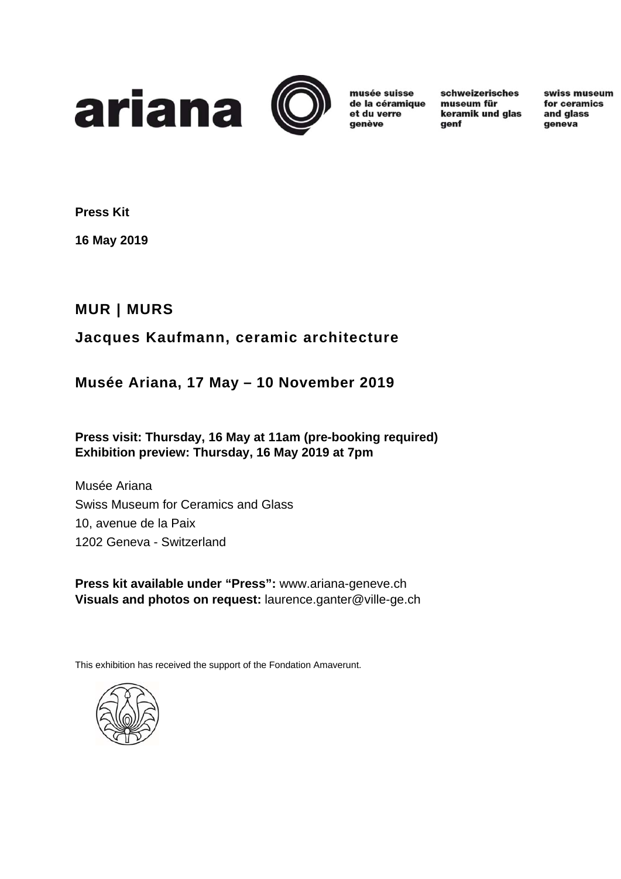ariana

musée suisse de la céramique et du verre genève

schweizerisches museum für keramik und glas genf

swiss museum for ceramics and glass geneva

**Press Kit**

**16 May 2019**

## MUR | MURS

## Jacques Kaufmann, ceramic architecture

## Musée Ariana, 17 May – 10 November 2019

**Press visit: Thursday, 16 May at 11am (pre-booking required)**
**Exhibition preview: Thursday, 16 May 2019 at 7pm**

Musée Ariana
Swiss Museum for Ceramics and Glass
10, avenue de la Paix
1202 Geneva - Switzerland

**Press kit available under "Press":** www.ariana-geneve.ch
**Visuals and photos on request:** laurence.ganter@ville-ge.ch

This exhibition has received the support of the Fondation Amaverunt.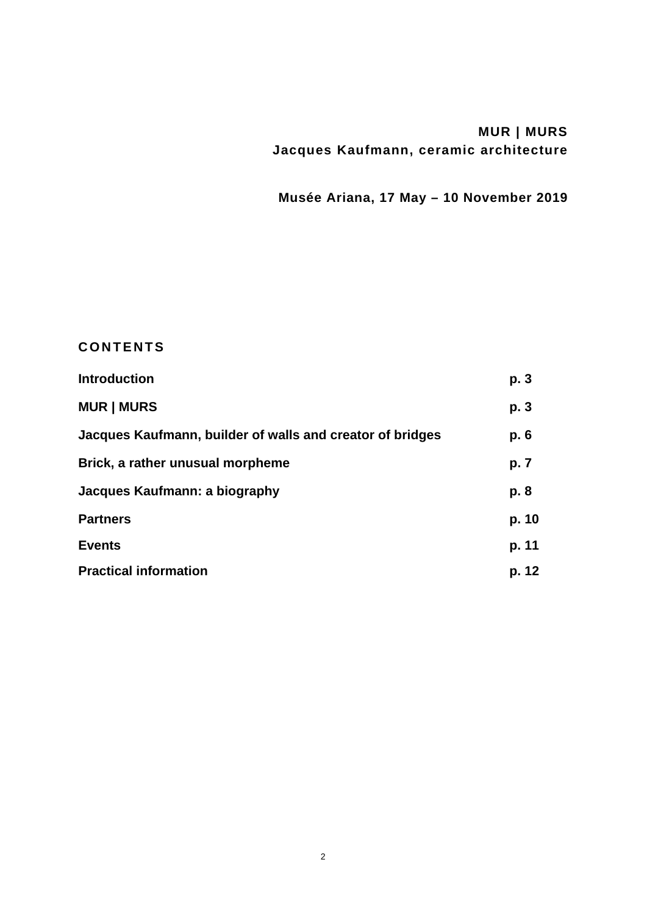**MUR | MURS**
**Jacques Kaufmann, ceramic architecture**

**Musée Ariana, 17 May – 10 November 2019**

## CONTENTS

| | |
|---|---|
| **Introduction** | **p. 3** |
| **MUR \| MURS** | **p. 3** |
| **Jacques Kaufmann, builder of walls and creator of bridges** | **p. 6** |
| **Brick, a rather unusual morpheme** | **p. 7** |
| **Jacques Kaufmann: a biography** | **p. 8** |
| **Partners** | **p. 10** |
| **Events** | **p. 11** |
| **Practical information** | **p. 12** |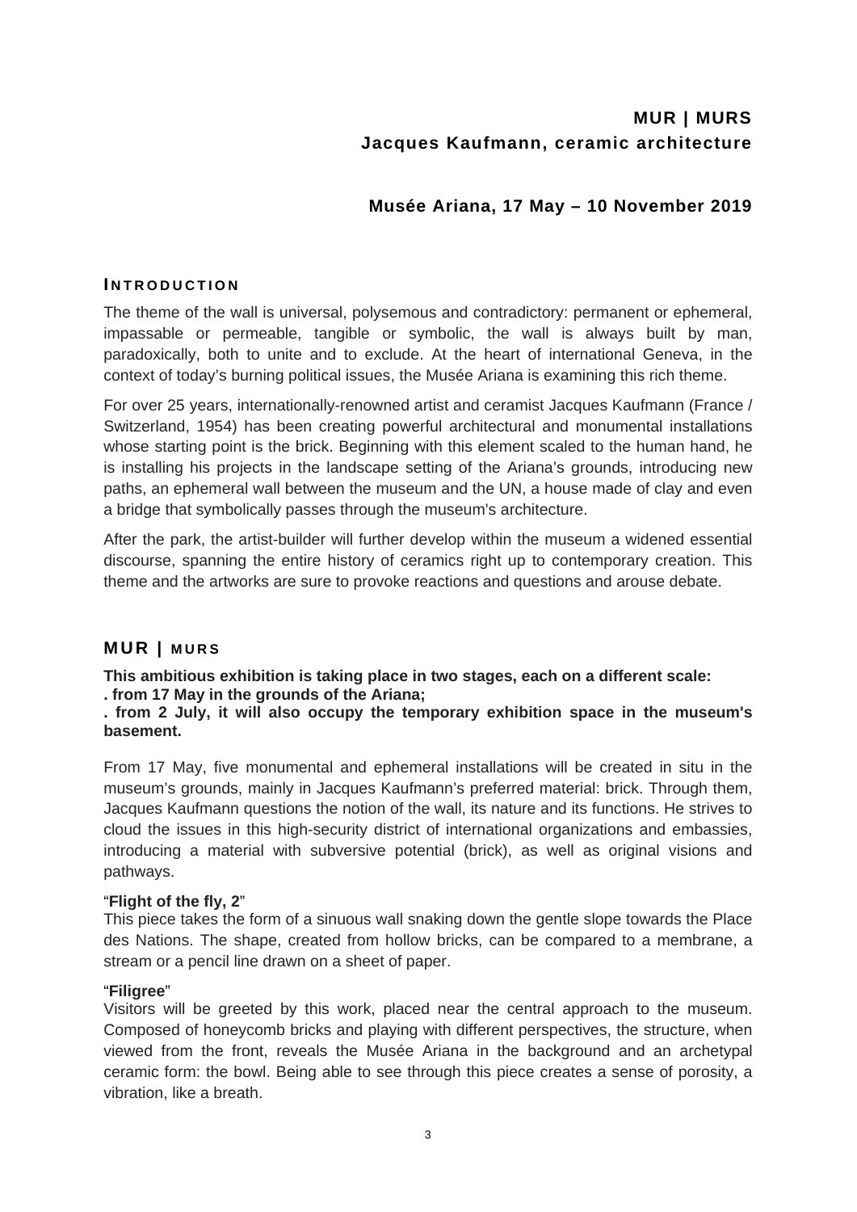# MUR | MURS
## Jacques Kaufmann, ceramic architecture

## Musée Ariana, 17 May – 10 November 2019

### INTRODUCTION

The theme of the wall is universal, polysemous and contradictory: permanent or ephemeral, impassable or permeable, tangible or symbolic, the wall is always built by man, paradoxically, both to unite and to exclude. At the heart of international Geneva, in the context of today's burning political issues, the Musée Ariana is examining this rich theme.

For over 25 years, internationally-renowned artist and ceramist Jacques Kaufmann (France / Switzerland, 1954) has been creating powerful architectural and monumental installations whose starting point is the brick. Beginning with this element scaled to the human hand, he is installing his projects in the landscape setting of the Ariana's grounds, introducing new paths, an ephemeral wall between the museum and the UN, a house made of clay and even a bridge that symbolically passes through the museum's architecture.

After the park, the artist-builder will further develop within the museum a widened essential discourse, spanning the entire history of ceramics right up to contemporary creation. This theme and the artworks are sure to provoke reactions and questions and arouse debate.

### MUR | MURS

**This ambitious exhibition is taking place in two stages, each on a different scale:**
**. from 17 May in the grounds of the Ariana;**
**. from 2 July, it will also occupy the temporary exhibition space in the museum's basement.**

From 17 May, five monumental and ephemeral installations will be created in situ in the museum's grounds, mainly in Jacques Kaufmann's preferred material: brick. Through them, Jacques Kaufmann questions the notion of the wall, its nature and its functions. He strives to cloud the issues in this high-security district of international organizations and embassies, introducing a material with subversive potential (brick), as well as original visions and pathways.

"**Flight of the fly, 2**"
This piece takes the form of a sinuous wall snaking down the gentle slope towards the Place des Nations. The shape, created from hollow bricks, can be compared to a membrane, a stream or a pencil line drawn on a sheet of paper.

"**Filigree**"
Visitors will be greeted by this work, placed near the central approach to the museum. Composed of honeycomb bricks and playing with different perspectives, the structure, when viewed from the front, reveals the Musée Ariana in the background and an archetypal ceramic form: the bowl. Being able to see through this piece creates a sense of porosity, a vibration, like a breath.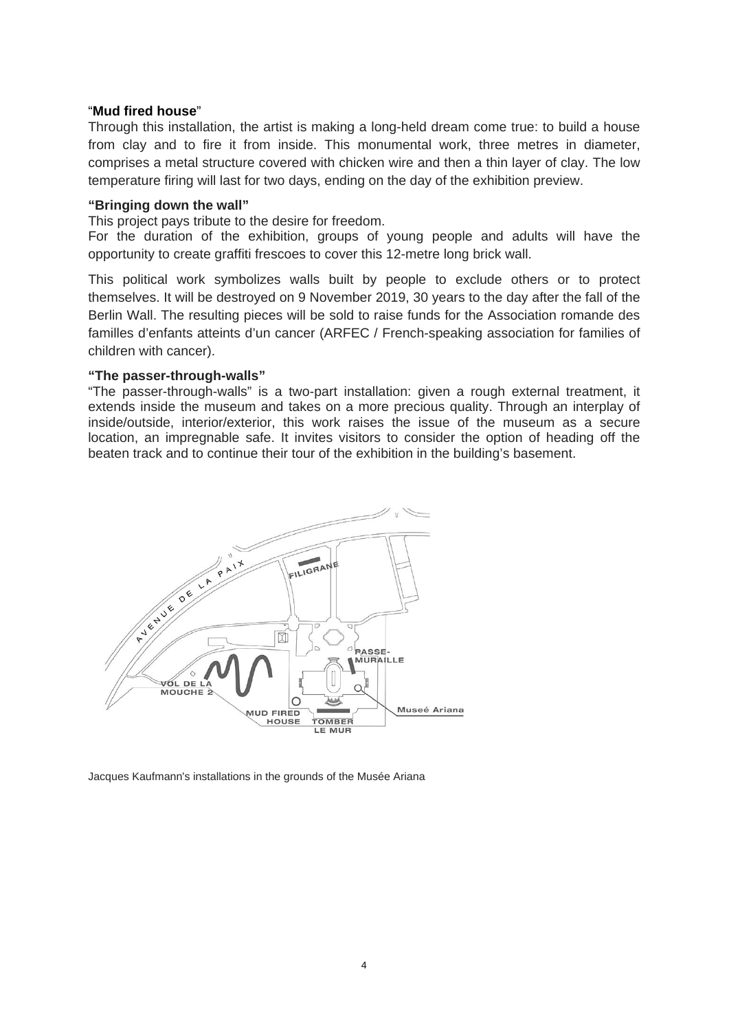### "Mud fired house"

Through this installation, the artist is making a long-held dream come true: to build a house from clay and to fire it from inside. This monumental work, three metres in diameter, comprises a metal structure covered with chicken wire and then a thin layer of clay. The low temperature firing will last for two days, ending on the day of the exhibition preview.

### "Bringing down the wall"

This project pays tribute to the desire for freedom.

For the duration of the exhibition, groups of young people and adults will have the opportunity to create graffiti frescoes to cover this 12-metre long brick wall.

This political work symbolizes walls built by people to exclude others or to protect themselves. It will be destroyed on 9 November 2019, 30 years to the day after the fall of the Berlin Wall. The resulting pieces will be sold to raise funds for the Association romande des familles d'enfants atteints d'un cancer (ARFEC / French-speaking association for families of children with cancer).

### "The passer-through-walls"

"The passer-through-walls" is a two-part installation: given a rough external treatment, it extends inside the museum and takes on a more precious quality. Through an interplay of inside/outside, interior/exterior, this work raises the issue of the museum as a secure location, an impregnable safe. It invites visitors to consider the option of heading off the beaten track and to continue their tour of the exhibition in the building's basement.

AVENUE DE LA PAIX

FILIGRANE

PASSE-MURAILLE

VOL DE LA MOUCHE 2

MUD FIRED HOUSE

TOMBER LE MUR

Museé Ariana

Jacques Kaufmann's installations in the grounds of the Musée Ariana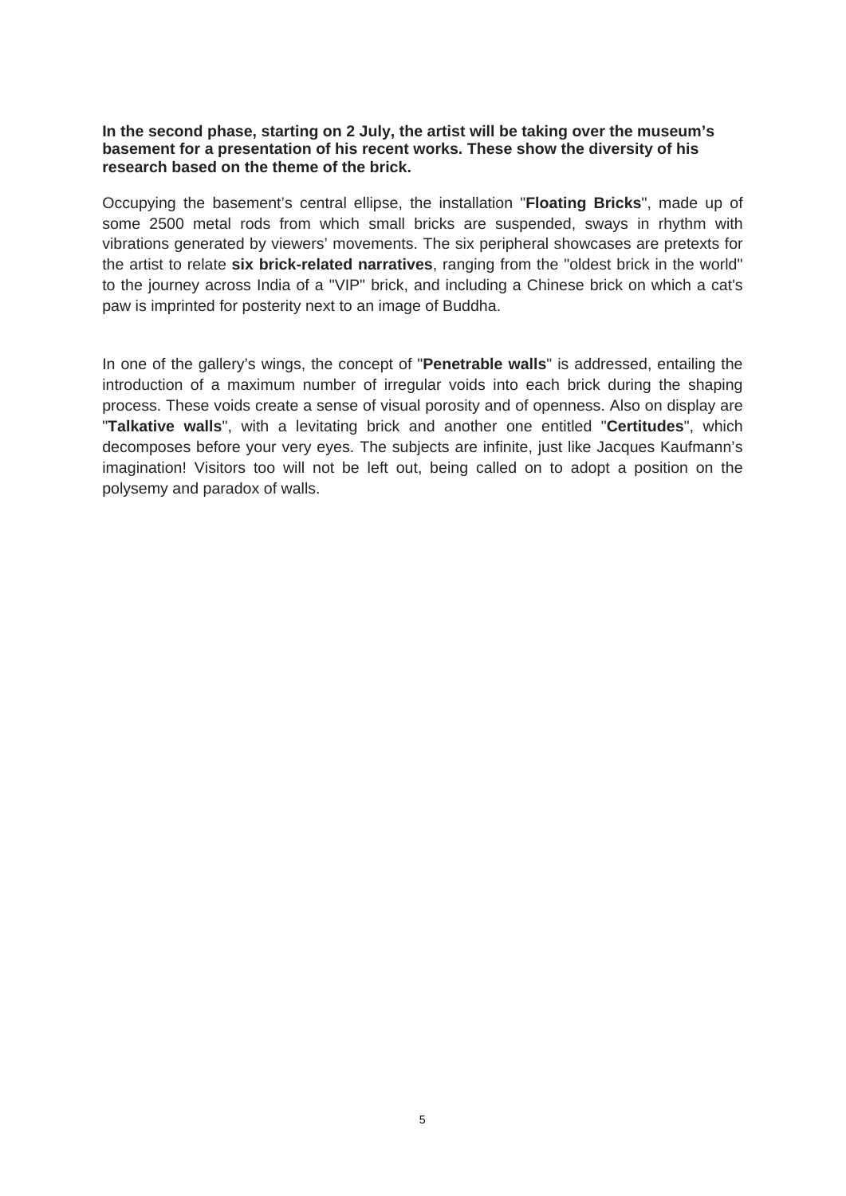**In the second phase, starting on 2 July, the artist will be taking over the museum's basement for a presentation of his recent works. These show the diversity of his research based on the theme of the brick.**

Occupying the basement's central ellipse, the installation "**Floating Bricks**", made up of some 2500 metal rods from which small bricks are suspended, sways in rhythm with vibrations generated by viewers' movements. The six peripheral showcases are pretexts for the artist to relate **six brick-related narratives**, ranging from the "oldest brick in the world" to the journey across India of a "VIP" brick, and including a Chinese brick on which a cat's paw is imprinted for posterity next to an image of Buddha.

In one of the gallery's wings, the concept of "**Penetrable walls**" is addressed, entailing the introduction of a maximum number of irregular voids into each brick during the shaping process. These voids create a sense of visual porosity and of openness. Also on display are "**Talkative walls**", with a levitating brick and another one entitled "**Certitudes**", which decomposes before your very eyes. The subjects are infinite, just like Jacques Kaufmann's imagination! Visitors too will not be left out, being called on to adopt a position on the polysemy and paradox of walls.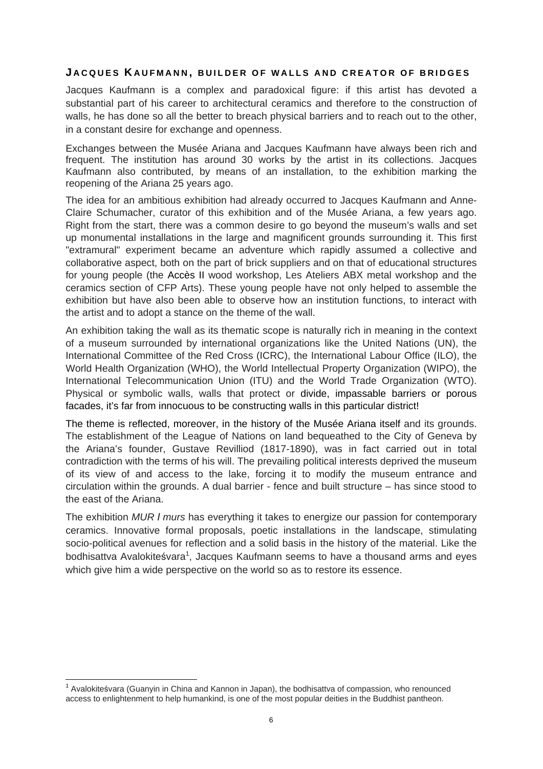## JACQUES KAUFMANN, BUILDER OF WALLS AND CREATOR OF BRIDGES

Jacques Kaufmann is a complex and paradoxical figure: if this artist has devoted a substantial part of his career to architectural ceramics and therefore to the construction of walls, he has done so all the better to breach physical barriers and to reach out to the other, in a constant desire for exchange and openness.

Exchanges between the Musée Ariana and Jacques Kaufmann have always been rich and frequent. The institution has around 30 works by the artist in its collections. Jacques Kaufmann also contributed, by means of an installation, to the exhibition marking the reopening of the Ariana 25 years ago.

The idea for an ambitious exhibition had already occurred to Jacques Kaufmann and Anne-Claire Schumacher, curator of this exhibition and of the Musée Ariana, a few years ago. Right from the start, there was a common desire to go beyond the museum's walls and set up monumental installations in the large and magnificent grounds surrounding it. This first "extramural" experiment became an adventure which rapidly assumed a collective and collaborative aspect, both on the part of brick suppliers and on that of educational structures for young people (the Accès II wood workshop, Les Ateliers ABX metal workshop and the ceramics section of CFP Arts). These young people have not only helped to assemble the exhibition but have also been able to observe how an institution functions, to interact with the artist and to adopt a stance on the theme of the wall.

An exhibition taking the wall as its thematic scope is naturally rich in meaning in the context of a museum surrounded by international organizations like the United Nations (UN), the International Committee of the Red Cross (ICRC), the International Labour Office (ILO), the World Health Organization (WHO), the World Intellectual Property Organization (WIPO), the International Telecommunication Union (ITU) and the World Trade Organization (WTO). Physical or symbolic walls, walls that protect or divide, impassable barriers or porous facades, it's far from innocuous to be constructing walls in this particular district!

The theme is reflected, moreover, in the history of the Musée Ariana itself and its grounds. The establishment of the League of Nations on land bequeathed to the City of Geneva by the Ariana's founder, Gustave Revilliod (1817-1890), was in fact carried out in total contradiction with the terms of his will. The prevailing political interests deprived the museum of its view of and access to the lake, forcing it to modify the museum entrance and circulation within the grounds. A dual barrier - fence and built structure – has since stood to the east of the Ariana.

The exhibition *MUR I murs* has everything it takes to energize our passion for contemporary ceramics. Innovative formal proposals, poetic installations in the landscape, stimulating socio-political avenues for reflection and a solid basis in the history of the material. Like the bodhisattva Avalokiteśvara[1], Jacques Kaufmann seems to have a thousand arms and eyes which give him a wide perspective on the world so as to restore its essence.

---

[1] Avalokiteśvara (Guanyin in China and Kannon in Japan), the bodhisattva of compassion, who renounced access to enlightenment to help humankind, is one of the most popular deities in the Buddhist pantheon.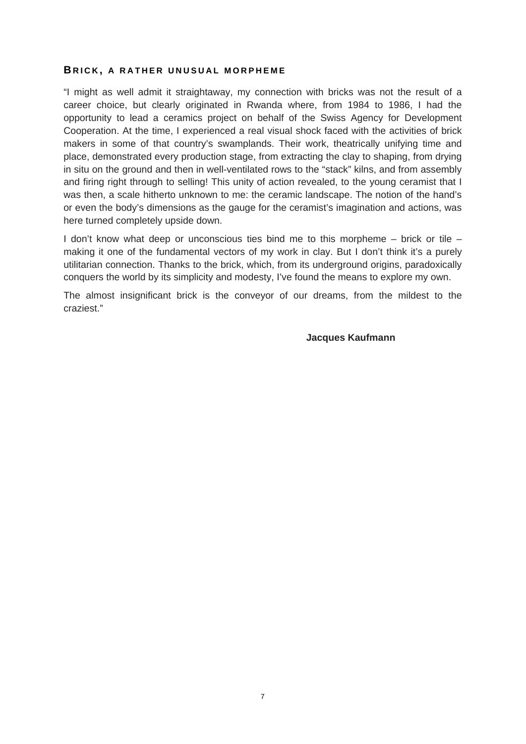## Brick, a rather unusual morpheme

"I might as well admit it straightaway, my connection with bricks was not the result of a career choice, but clearly originated in Rwanda where, from 1984 to 1986, I had the opportunity to lead a ceramics project on behalf of the Swiss Agency for Development Cooperation. At the time, I experienced a real visual shock faced with the activities of brick makers in some of that country's swamplands. Their work, theatrically unifying time and place, demonstrated every production stage, from extracting the clay to shaping, from drying in situ on the ground and then in well-ventilated rows to the "stack" kilns, and from assembly and firing right through to selling! This unity of action revealed, to the young ceramist that I was then, a scale hitherto unknown to me: the ceramic landscape. The notion of the hand's or even the body's dimensions as the gauge for the ceramist's imagination and actions, was here turned completely upside down.

I don't know what deep or unconscious ties bind me to this morpheme – brick or tile – making it one of the fundamental vectors of my work in clay. But I don't think it's a purely utilitarian connection. Thanks to the brick, which, from its underground origins, paradoxically conquers the world by its simplicity and modesty, I've found the means to explore my own.

The almost insignificant brick is the conveyor of our dreams, from the mildest to the craziest."

**Jacques Kaufmann**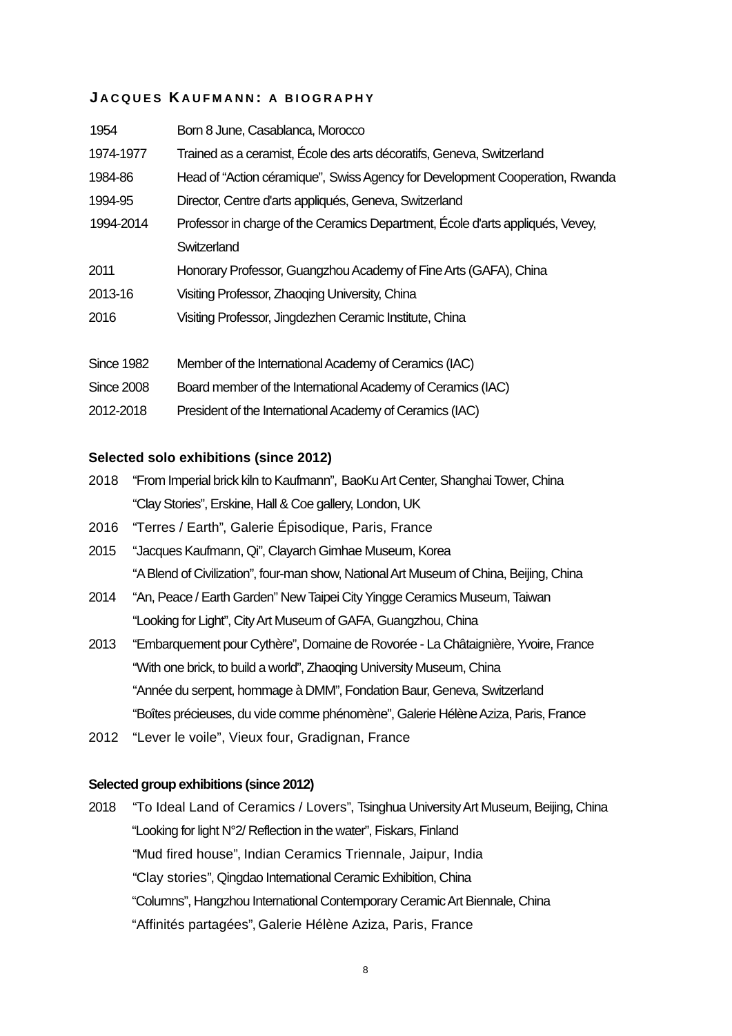## JACQUES KAUFMANN: A BIOGRAPHY

| | |
|---|---|
| 1954 | Born 8 June, Casablanca, Morocco |
| 1974-1977 | Trained as a ceramist, École des arts décoratifs, Geneva, Switzerland |
| 1984-86 | Head of "Action céramique", Swiss Agency for Development Cooperation, Rwanda |
| 1994-95 | Director, Centre d'arts appliqués, Geneva, Switzerland |
| 1994-2014 | Professor in charge of the Ceramics Department, École d'arts appliqués, Vevey, Switzerland |
| 2011 | Honorary Professor, Guangzhou Academy of Fine Arts (GAFA), China |
| 2013-16 | Visiting Professor, Zhaoqing University, China |
| 2016 | Visiting Professor, Jingdezhen Ceramic Institute, China |
| | |
| Since 1982 | Member of the International Academy of Ceramics (IAC) |
| Since 2008 | Board member of the International Academy of Ceramics (IAC) |
| 2012-2018 | President of the International Academy of Ceramics (IAC) |

### Selected solo exhibitions (since 2012)

2018 "From Imperial brick kiln to Kaufmann", BaoKu Art Center, Shanghai Tower, China
"Clay Stories", Erskine, Hall & Coe gallery, London, UK

2016 "Terres / Earth", Galerie Épisodique, Paris, France

2015 "Jacques Kaufmann, Qi", Clayarch Gimhae Museum, Korea
"A Blend of Civilization", four-man show, National Art Museum of China, Beijing, China

2014 "An, Peace / Earth Garden" New Taipei City Yingge Ceramics Museum, Taiwan
"Looking for Light", City Art Museum of GAFA, Guangzhou, China

2013 "Embarquement pour Cythère", Domaine de Rovorée - La Châtaignière, Yvoire, France
"With one brick, to build a world", Zhaoqing University Museum, China
"Année du serpent, hommage à DMM", Fondation Baur, Geneva, Switzerland
"Boîtes précieuses, du vide comme phénomène", Galerie Hélène Aziza, Paris, France

2012 "Lever le voile", Vieux four, Gradignan, France

### Selected group exhibitions (since 2012)

2018 "To Ideal Land of Ceramics / Lovers", Tsinghua University Art Museum, Beijing, China
"Looking for light N°2/ Reflection in the water", Fiskars, Finland
"Mud fired house", Indian Ceramics Triennale, Jaipur, India
"Clay stories", Qingdao International Ceramic Exhibition, China
"Columns", Hangzhou International Contemporary Ceramic Art Biennale, China
"Affinités partagées", Galerie Hélène Aziza, Paris, France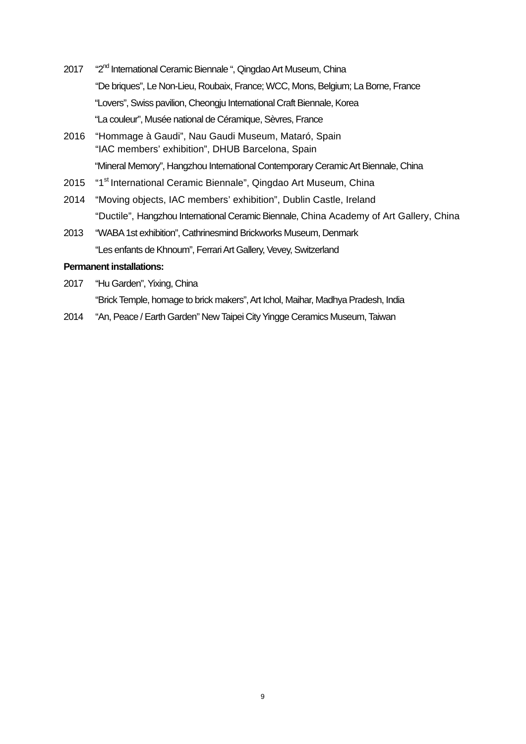2017 "2nd International Ceramic Biennale ", Qingdao Art Museum, China

"De briques", Le Non-Lieu, Roubaix, France; WCC, Mons, Belgium; La Borne, France

"Lovers", Swiss pavilion, Cheongju International Craft Biennale, Korea

"La couleur", Musée national de Céramique, Sèvres, France

2016 "Hommage à Gaudi", Nau Gaudi Museum, Mataró, Spain

"IAC members' exhibition", DHUB Barcelona, Spain

"Mineral Memory", Hangzhou International Contemporary Ceramic Art Biennale, China

2015 "1st International Ceramic Biennale", Qingdao Art Museum, China

2014 "Moving objects, IAC members' exhibition", Dublin Castle, Ireland

"Ductile", Hangzhou International Ceramic Biennale, China Academy of Art Gallery, China

2013 "WABA 1st exhibition", Cathrinesmind Brickworks Museum, Denmark

"Les enfants de Khnoum", Ferrari Art Gallery, Vevey, Switzerland

**Permanent installations:**

2017 "Hu Garden", Yixing, China

"Brick Temple, homage to brick makers", Art Ichol, Maihar, Madhya Pradesh, India

2014 "An, Peace / Earth Garden" New Taipei City Yingge Ceramics Museum, Taiwan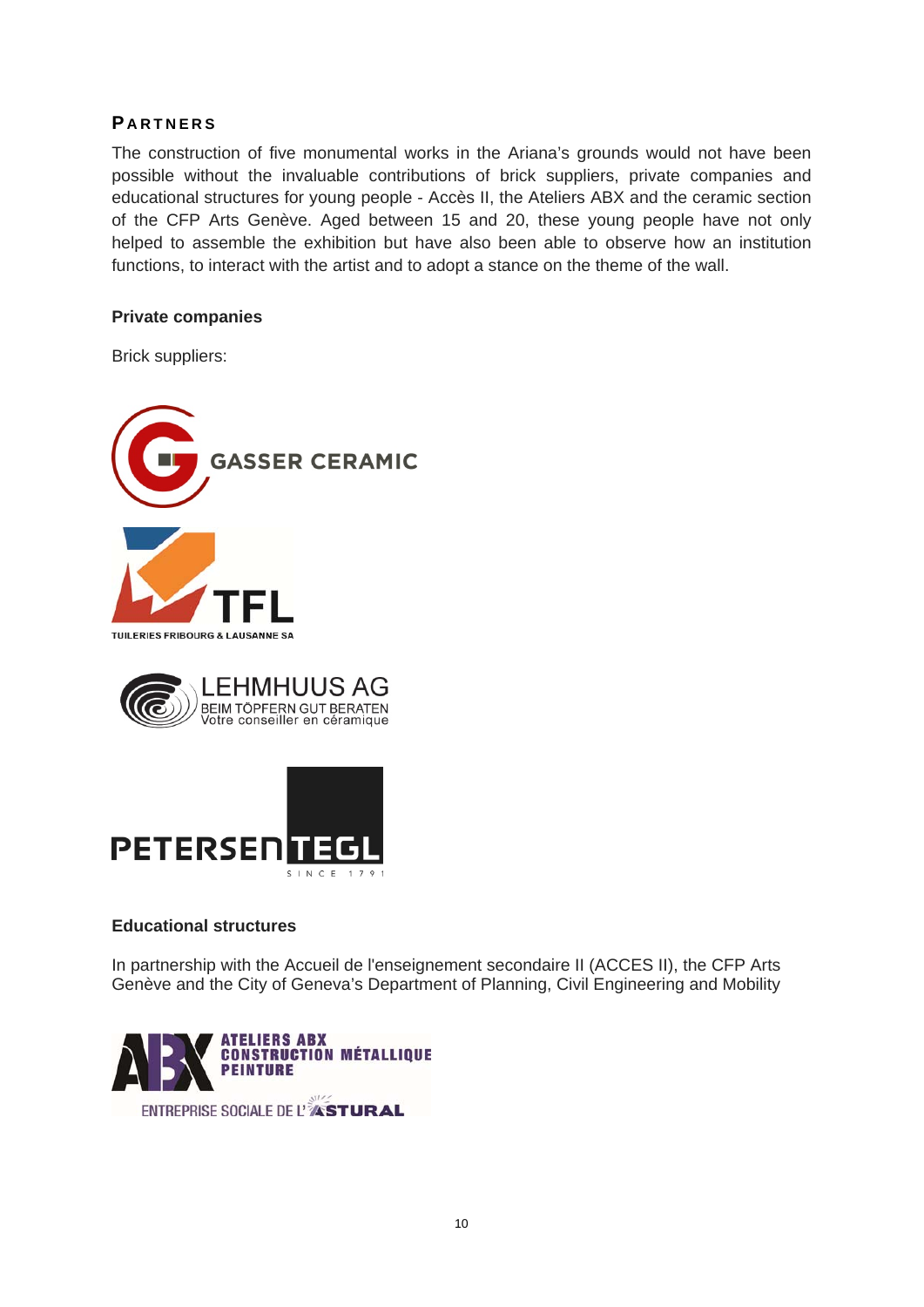## PARTNERS

The construction of five monumental works in the Ariana's grounds would not have been possible without the invaluable contributions of brick suppliers, private companies and educational structures for young people - Accès II, the Ateliers ABX and the ceramic section of the CFP Arts Genève. Aged between 15 and 20, these young people have not only helped to assemble the exhibition but have also been able to observe how an institution functions, to interact with the artist and to adopt a stance on the theme of the wall.

### Private companies

Brick suppliers:

GASSER CERAMIC

TFL
TUILERIES FRIBOURG & LAUSANNE SA

LEHMHUUS AG
BEIM TÖPFERN GUT BERATEN
Votre conseiller en céramique

PETERSEN TEGL
SINCE 1791

### Educational structures

In partnership with the Accueil de l'enseignement secondaire II (ACCES II), the CFP Arts Genève and the City of Geneva's Department of Planning, Civil Engineering and Mobility

ABX
ATELIERS ABX
CONSTRUCTION MÉTALLIQUE
PEINTURE
ENTREPRISE SOCIALE DE L'ASTURAL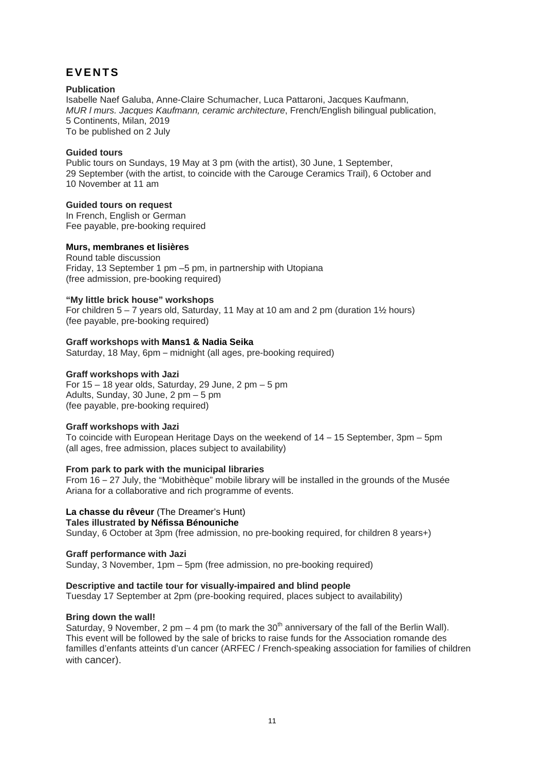# EVENTS

**Publication**
Isabelle Naef Galuba, Anne-Claire Schumacher, Luca Pattaroni, Jacques Kaufmann, *MUR l murs. Jacques Kaufmann, ceramic architecture*, French/English bilingual publication, 5 Continents, Milan, 2019
To be published on 2 July

**Guided tours**
Public tours on Sundays, 19 May at 3 pm (with the artist), 30 June, 1 September, 29 September (with the artist, to coincide with the Carouge Ceramics Trail), 6 October and 10 November at 11 am

**Guided tours on request**
In French, English or German
Fee payable, pre-booking required

**Murs, membranes et lisières**
Round table discussion
Friday, 13 September 1 pm –5 pm, in partnership with Utopiana
(free admission, pre-booking required)

**"My little brick house" workshops**
For children 5 – 7 years old, Saturday, 11 May at 10 am and 2 pm (duration 1½ hours)
(fee payable, pre-booking required)

**Graff workshops with Mans1 & Nadia Seika**
Saturday, 18 May, 6pm – midnight (all ages, pre-booking required)

**Graff workshops with Jazi**
For 15 – 18 year olds, Saturday, 29 June, 2 pm – 5 pm
Adults, Sunday, 30 June, 2 pm – 5 pm
(fee payable, pre-booking required)

**Graff workshops with Jazi**
To coincide with European Heritage Days on the weekend of 14 – 15 September, 3pm – 5pm
(all ages, free admission, places subject to availability)

**From park to park with the municipal libraries**
From 16 – 27 July, the "Mobithèque" mobile library will be installed in the grounds of the Musée Ariana for a collaborative and rich programme of events.

**La chasse du rêveur** (The Dreamer's Hunt)
**Tales illustrated by Néfissa Bénouniche**
Sunday, 6 October at 3pm (free admission, no pre-booking required, for children 8 years+)

**Graff performance with Jazi**
Sunday, 3 November, 1pm – 5pm (free admission, no pre-booking required)

**Descriptive and tactile tour for visually-impaired and blind people**
Tuesday 17 September at 2pm (pre-booking required, places subject to availability)

**Bring down the wall!**
Saturday, 9 November, 2 pm – 4 pm (to mark the 30th anniversary of the fall of the Berlin Wall). This event will be followed by the sale of bricks to raise funds for the Association romande des familles d'enfants atteints d'un cancer (ARFEC / French-speaking association for families of children with cancer).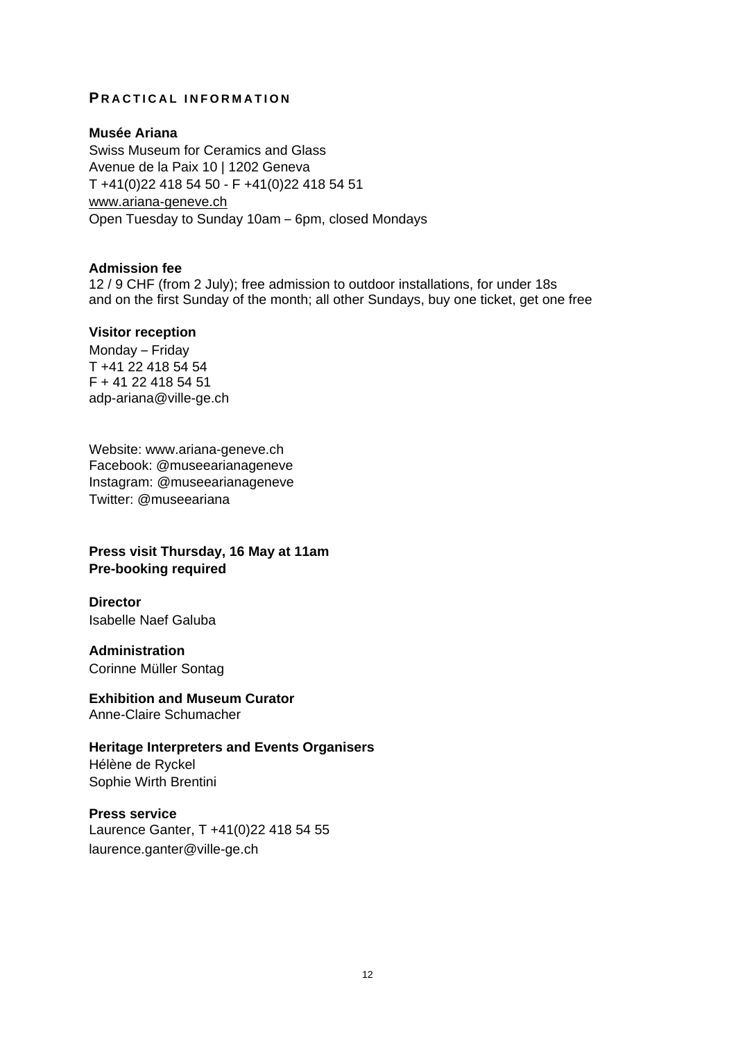## PRACTICAL INFORMATION

**Musée Ariana**
Swiss Museum for Ceramics and Glass
Avenue de la Paix 10 | 1202 Geneva
T +41(0)22 418 54 50 - F +41(0)22 418 54 51
www.ariana-geneve.ch
Open Tuesday to Sunday 10am – 6pm, closed Mondays

**Admission fee**
12 / 9 CHF (from 2 July); free admission to outdoor installations, for under 18s and on the first Sunday of the month; all other Sundays, buy one ticket, get one free

**Visitor reception**
Monday – Friday
T +41 22 418 54 54
F + 41 22 418 54 51
adp-ariana@ville-ge.ch

Website: www.ariana-geneve.ch
Facebook: @museearianageneve
Instagram: @museearianageneve
Twitter: @museeariana

**Press visit Thursday, 16 May at 11am**
**Pre-booking required**

**Director**
Isabelle Naef Galuba

**Administration**
Corinne Müller Sontag

**Exhibition and Museum Curator**
Anne-Claire Schumacher

**Heritage Interpreters and Events Organisers**
Hélène de Ryckel
Sophie Wirth Brentini

**Press service**
Laurence Ganter, T +41(0)22 418 54 55
laurence.ganter@ville-ge.ch